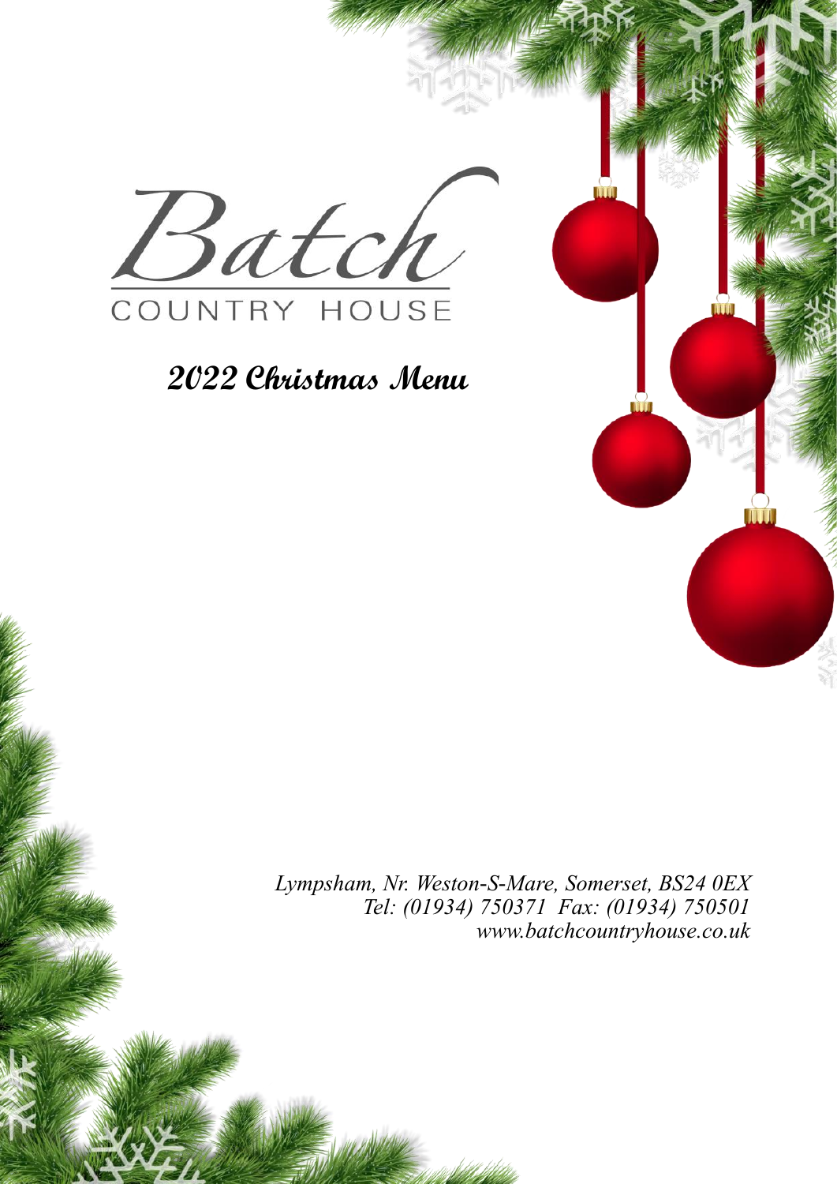# Batch

COUNTRY HOUSE

## 2022 Christmas Menu

*Lympsham, Nr. Weston-S-Mare, Somerset, BS24 0EX*
*Tel: (01934) 750371 Fax: (01934) 750501*
*www.batchcountryhouse.co.uk*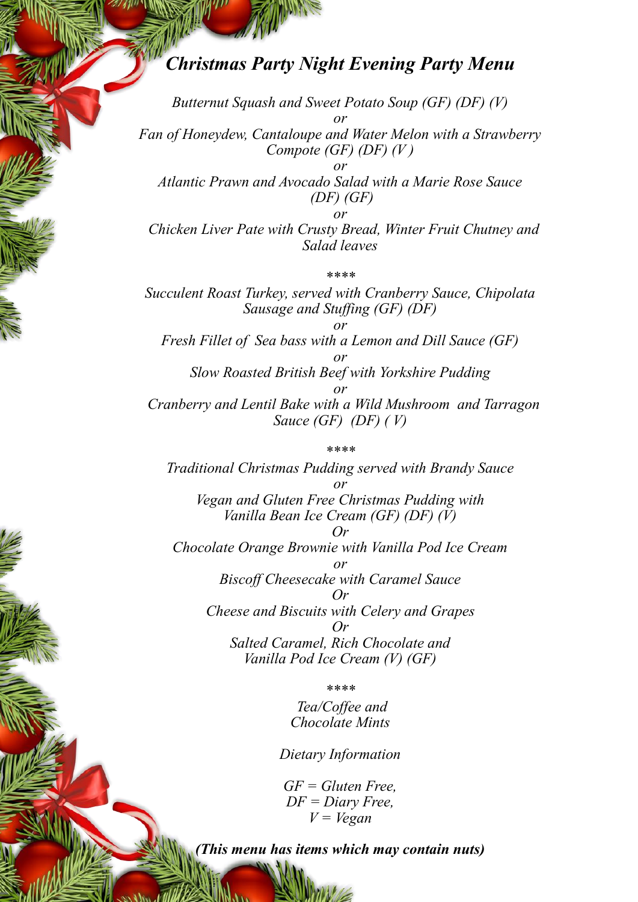# *Christmas Party Night Evening Party Menu*

*Butternut Squash and Sweet Potato Soup (GF) (DF) (V)*

*or*

*Fan of Honeydew, Cantaloupe and Water Melon with a Strawberry Compote (GF) (DF) (V )*

*or*

*Atlantic Prawn and Avocado Salad with a Marie Rose Sauce (DF) (GF)*

*or*

*Chicken Liver Pate with Crusty Bread, Winter Fruit Chutney and Salad leaves*

*\*\*\*\**

*Succulent Roast Turkey, served with Cranberry Sauce, Chipolata Sausage and Stuffing (GF) (DF)*

*or*

*Fresh Fillet of Sea bass with a Lemon and Dill Sauce (GF)*

*or*

*Slow Roasted British Beef with Yorkshire Pudding*

*or*

*Cranberry and Lentil Bake with a Wild Mushroom and Tarragon Sauce (GF) (DF) ( V)*

*\*\*\*\**

*Traditional Christmas Pudding served with Brandy Sauce*

*or*

*Vegan and Gluten Free Christmas Pudding with Vanilla Bean Ice Cream (GF) (DF) (V)*

*Or*

*Chocolate Orange Brownie with Vanilla Pod Ice Cream*

*or*

*Biscoff Cheesecake with Caramel Sauce*

*Or*

*Cheese and Biscuits with Celery and Grapes*

*Or*

*Salted Caramel, Rich Chocolate and Vanilla Pod Ice Cream (V) (GF)*

*\*\*\*\**

*Tea/Coffee and Chocolate Mints*

*Dietary Information*

*GF = Gluten Free,*
*DF = Diary Free,*
*V = Vegan*

***(This menu has items which may contain nuts)***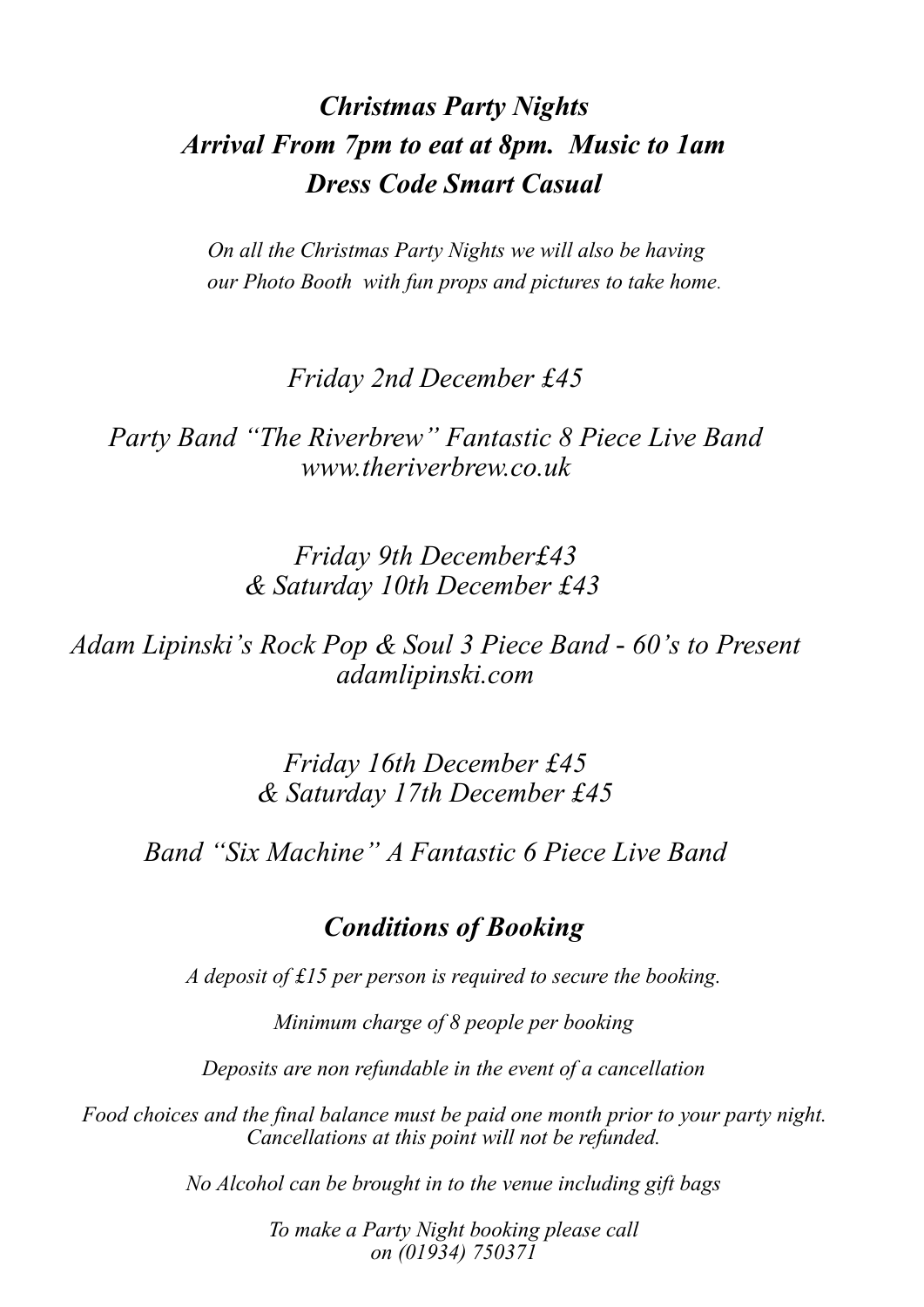## *Christmas Party Nights*
## *Arrival From 7pm to eat at 8pm. Music to 1am*
## *Dress Code Smart Casual*

*On all the Christmas Party Nights we will also be having our Photo Booth with fun props and pictures to take home.*

*Friday 2nd December £45*

*Party Band "The Riverbrew" Fantastic 8 Piece Live Band*
*www.theriverbrew.co.uk*

*Friday 9th December£43*
*& Saturday 10th December £43*

*Adam Lipinski's Rock Pop & Soul 3 Piece Band - 60's to Present*
*adamlipinski.com*

*Friday 16th December £45*
*& Saturday 17th December £45*

*Band "Six Machine" A Fantastic 6 Piece Live Band*

### *Conditions of Booking*

*A deposit of £15 per person is required to secure the booking.*

*Minimum charge of 8 people per booking*

*Deposits are non refundable in the event of a cancellation*

*Food choices and the final balance must be paid one month prior to your party night. Cancellations at this point will not be refunded.*

*No Alcohol can be brought in to the venue including gift bags*

*To make a Party Night booking please call on (01934) 750371*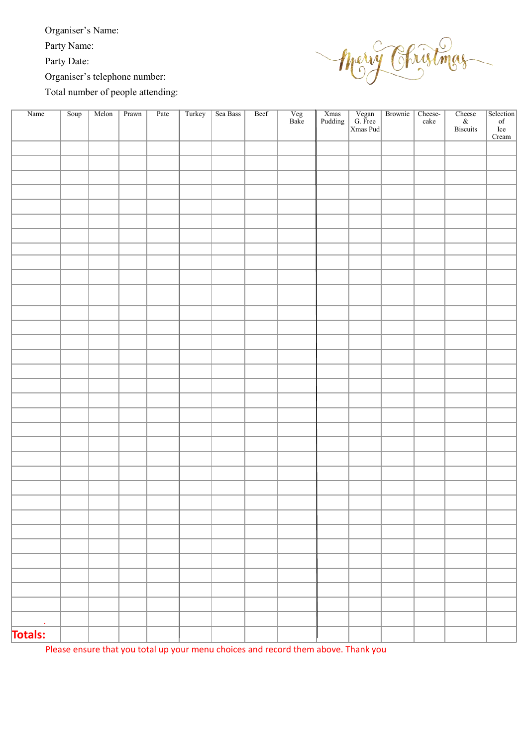Organiser's Name:

Party Name:

Party Date:

Organiser's telephone number:

Total number of people attending:

Merry Christmas

| Name | Soup | Melon | Prawn | Pate | Turkey | Sea Bass | Beef | Veg Bake | Xmas Pudding | Vegan G. Free Xmas Pud | Brownie | Cheese-cake | Cheese & Biscuits | Selection of Ice Cream |
|---|---|---|---|---|---|---|---|---|---|---|---|---|---|---|
| | | | | | | | | | | | | | | |
| | | | | | | | | | | | | | | |
| | | | | | | | | | | | | | | |
| | | | | | | | | | | | | | | |
| | | | | | | | | | | | | | | |
| | | | | | | | | | | | | | | |
| | | | | | | | | | | | | | | |
| | | | | | | | | | | | | | | |
| | | | | | | | | | | | | | | |
| | | | | | | | | | | | | | | |
| | | | | | | | | | | | | | | |
| | | | | | | | | | | | | | | |
| | | | | | | | | | | | | | | |
| | | | | | | | | | | | | | | |
| | | | | | | | | | | | | | | |
| | | | | | | | | | | | | | | |
| | | | | | | | | | | | | | | |
| | | | | | | | | | | | | | | |
| | | | | | | | | | | | | | | |
| | | | | | | | | | | | | | | |
| | | | | | | | | | | | | | | |
| | | | | | | | | | | | | | | |
| | | | | | | | | | | | | | | |
| | | | | | | | | | | | | | | |
| | | | | | | | | | | | | | | |
| | | | | | | | | | | | | | | |
| | | | | | | | | | | | | | | |
| | | | | | | | | | | | | | | |
| | | | | | | | | | | | | | | |
| | | | | | | | | | | | | | | |
| | | | | | | | | | | | | | | |
| | | | | | | | | | | | | | | |
| . | | | | | | | | | | | | | | |
| **Totals:** | | | | | | | | | | | | | | |

Please ensure that you total up your menu choices and record them above. Thank you